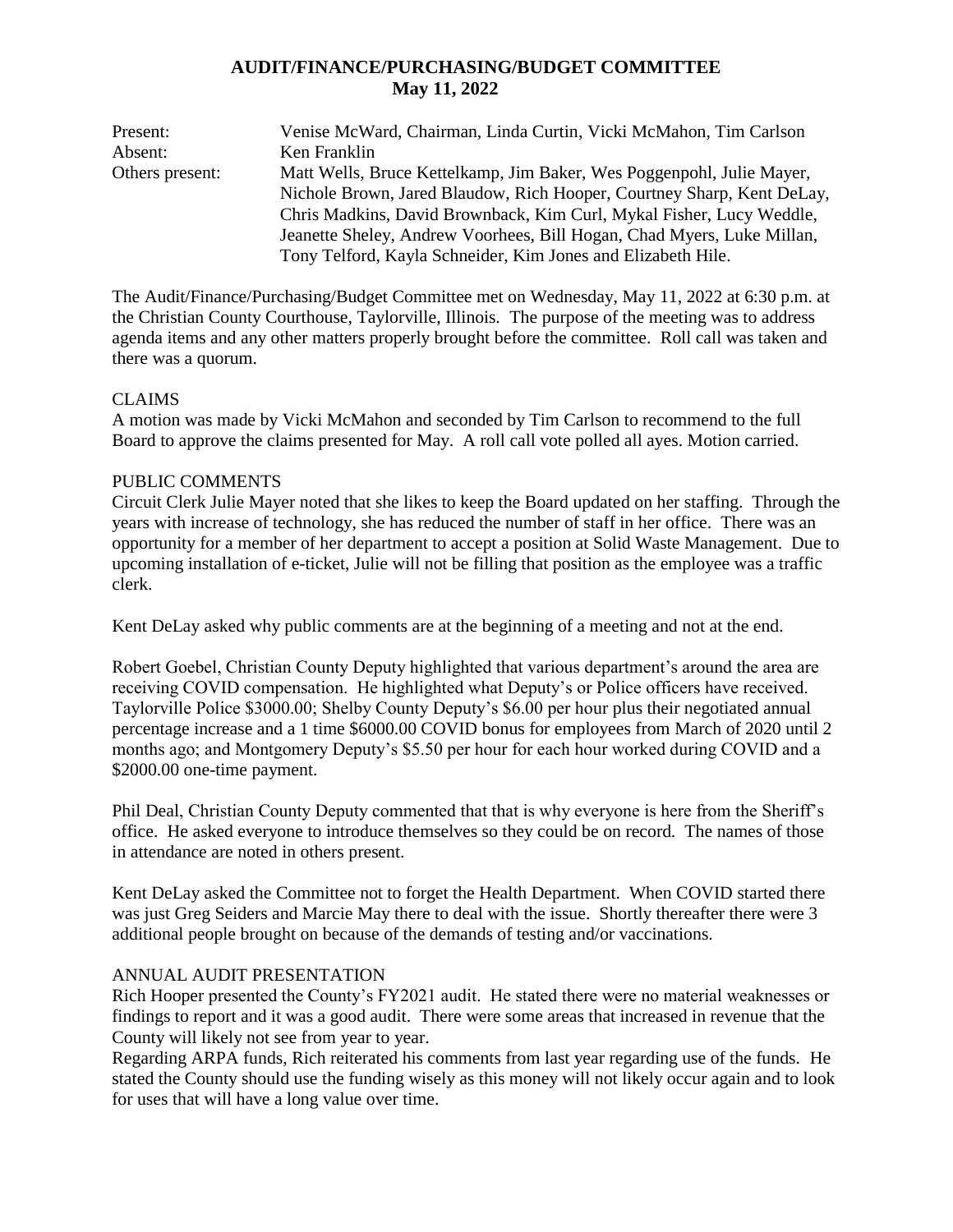# AUDIT/FINANCE/PURCHASING/BUDGET COMMITTEE
## May 11, 2022

| | |
|---|---|
| Present: | Venise McWard, Chairman, Linda Curtin, Vicki McMahon, Tim Carlson |
| Absent: | Ken Franklin |
| Others present: | Matt Wells, Bruce Kettelkamp, Jim Baker, Wes Poggenpohl, Julie Mayer, Nichole Brown, Jared Blaudow, Rich Hooper, Courtney Sharp, Kent DeLay, Chris Madkins, David Brownback, Kim Curl, Mykal Fisher, Lucy Weddle, Jeanette Sheley, Andrew Voorhees, Bill Hogan, Chad Myers, Luke Millan, Tony Telford, Kayla Schneider, Kim Jones and Elizabeth Hile. |

The Audit/Finance/Purchasing/Budget Committee met on Wednesday, May 11, 2022 at 6:30 p.m. at the Christian County Courthouse, Taylorville, Illinois. The purpose of the meeting was to address agenda items and any other matters properly brought before the committee. Roll call was taken and there was a quorum.

CLAIMS

A motion was made by Vicki McMahon and seconded by Tim Carlson to recommend to the full Board to approve the claims presented for May. A roll call vote polled all ayes. Motion carried.

PUBLIC COMMENTS

Circuit Clerk Julie Mayer noted that she likes to keep the Board updated on her staffing. Through the years with increase of technology, she has reduced the number of staff in her office. There was an opportunity for a member of her department to accept a position at Solid Waste Management. Due to upcoming installation of e-ticket, Julie will not be filling that position as the employee was a traffic clerk.

Kent DeLay asked why public comments are at the beginning of a meeting and not at the end.

Robert Goebel, Christian County Deputy highlighted that various department's around the area are receiving COVID compensation. He highlighted what Deputy's or Police officers have received. Taylorville Police $3000.00; Shelby County Deputy's $6.00 per hour plus their negotiated annual percentage increase and a 1 time $6000.00 COVID bonus for employees from March of 2020 until 2 months ago; and Montgomery Deputy's $5.50 per hour for each hour worked during COVID and a $2000.00 one-time payment.

Phil Deal, Christian County Deputy commented that that is why everyone is here from the Sheriff's office. He asked everyone to introduce themselves so they could be on record. The names of those in attendance are noted in others present.

Kent DeLay asked the Committee not to forget the Health Department. When COVID started there was just Greg Seiders and Marcie May there to deal with the issue. Shortly thereafter there were 3 additional people brought on because of the demands of testing and/or vaccinations.

ANNUAL AUDIT PRESENTATION

Rich Hooper presented the County's FY2021 audit. He stated there were no material weaknesses or findings to report and it was a good audit. There were some areas that increased in revenue that the County will likely not see from year to year.

Regarding ARPA funds, Rich reiterated his comments from last year regarding use of the funds. He stated the County should use the funding wisely as this money will not likely occur again and to look for uses that will have a long value over time.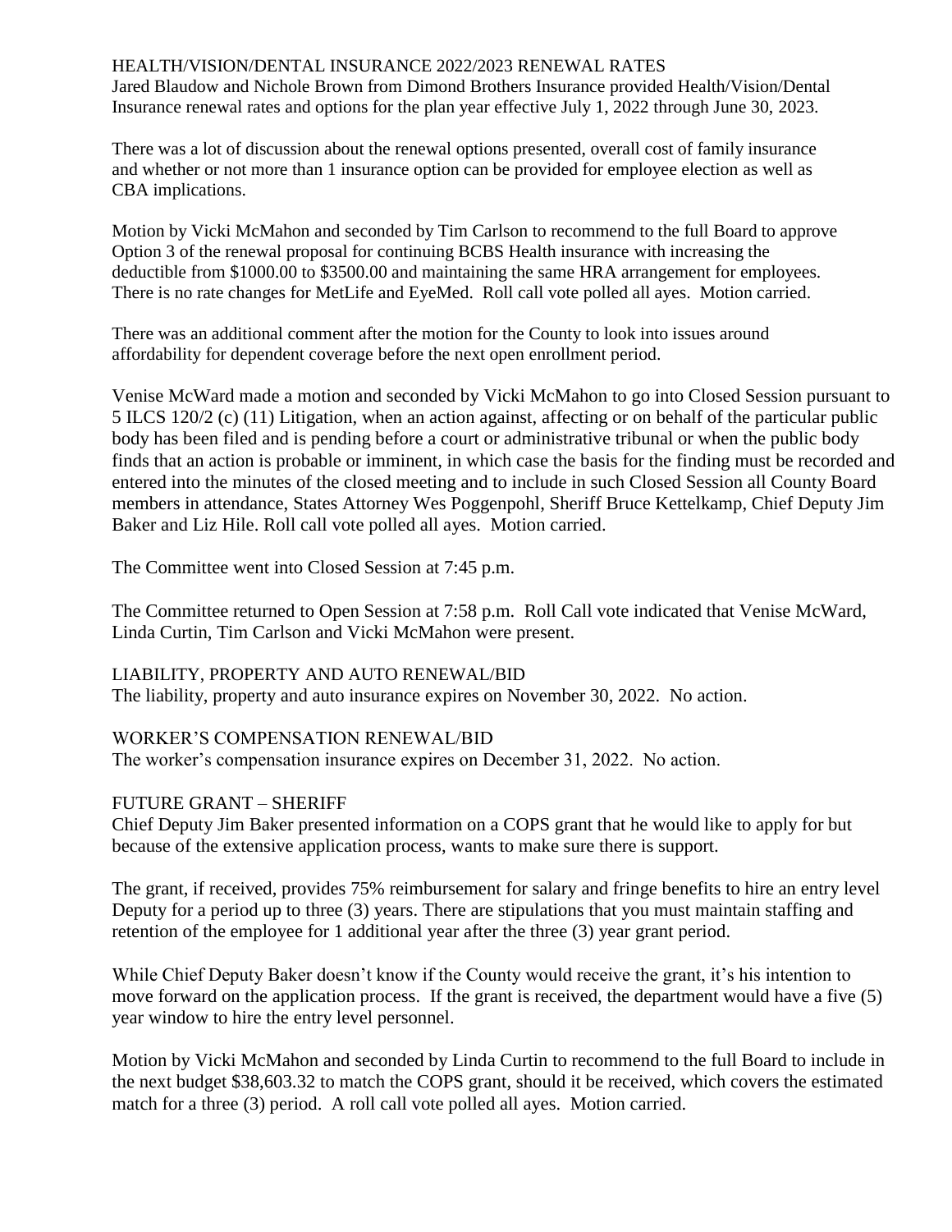## HEALTH/VISION/DENTAL INSURANCE 2022/2023 RENEWAL RATES

Jared Blaudow and Nichole Brown from Dimond Brothers Insurance provided Health/Vision/Dental Insurance renewal rates and options for the plan year effective July 1, 2022 through June 30, 2023.

There was a lot of discussion about the renewal options presented, overall cost of family insurance and whether or not more than 1 insurance option can be provided for employee election as well as CBA implications.

Motion by Vicki McMahon and seconded by Tim Carlson to recommend to the full Board to approve Option 3 of the renewal proposal for continuing BCBS Health insurance with increasing the deductible from $1000.00 to $3500.00 and maintaining the same HRA arrangement for employees. There is no rate changes for MetLife and EyeMed. Roll call vote polled all ayes. Motion carried.

There was an additional comment after the motion for the County to look into issues around affordability for dependent coverage before the next open enrollment period.

Venise McWard made a motion and seconded by Vicki McMahon to go into Closed Session pursuant to 5 ILCS 120/2 (c) (11) Litigation, when an action against, affecting or on behalf of the particular public body has been filed and is pending before a court or administrative tribunal or when the public body finds that an action is probable or imminent, in which case the basis for the finding must be recorded and entered into the minutes of the closed meeting and to include in such Closed Session all County Board members in attendance, States Attorney Wes Poggenpohl, Sheriff Bruce Kettelkamp, Chief Deputy Jim Baker and Liz Hile. Roll call vote polled all ayes. Motion carried.

The Committee went into Closed Session at 7:45 p.m.

The Committee returned to Open Session at 7:58 p.m. Roll Call vote indicated that Venise McWard, Linda Curtin, Tim Carlson and Vicki McMahon were present.

## LIABILITY, PROPERTY AND AUTO RENEWAL/BID

The liability, property and auto insurance expires on November 30, 2022. No action.

## WORKER'S COMPENSATION RENEWAL/BID

The worker's compensation insurance expires on December 31, 2022. No action.

## FUTURE GRANT – SHERIFF

Chief Deputy Jim Baker presented information on a COPS grant that he would like to apply for but because of the extensive application process, wants to make sure there is support.

The grant, if received, provides 75% reimbursement for salary and fringe benefits to hire an entry level Deputy for a period up to three (3) years. There are stipulations that you must maintain staffing and retention of the employee for 1 additional year after the three (3) year grant period.

While Chief Deputy Baker doesn't know if the County would receive the grant, it's his intention to move forward on the application process. If the grant is received, the department would have a five (5) year window to hire the entry level personnel.

Motion by Vicki McMahon and seconded by Linda Curtin to recommend to the full Board to include in the next budget $38,603.32 to match the COPS grant, should it be received, which covers the estimated match for a three (3) period. A roll call vote polled all ayes. Motion carried.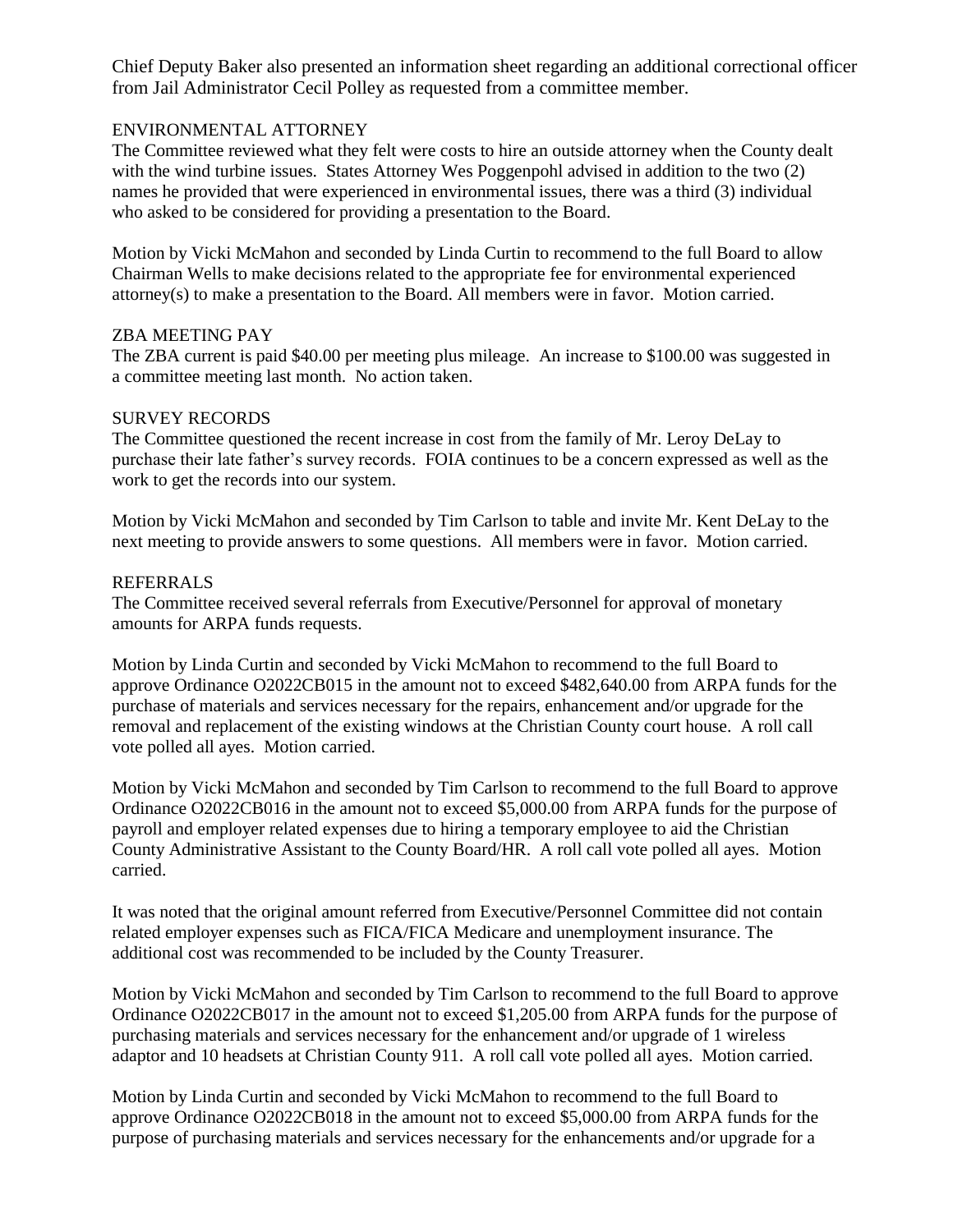Chief Deputy Baker also presented an information sheet regarding an additional correctional officer from Jail Administrator Cecil Polley as requested from a committee member.

ENVIRONMENTAL ATTORNEY

The Committee reviewed what they felt were costs to hire an outside attorney when the County dealt with the wind turbine issues. States Attorney Wes Poggenpohl advised in addition to the two (2) names he provided that were experienced in environmental issues, there was a third (3) individual who asked to be considered for providing a presentation to the Board.

Motion by Vicki McMahon and seconded by Linda Curtin to recommend to the full Board to allow Chairman Wells to make decisions related to the appropriate fee for environmental experienced attorney(s) to make a presentation to the Board. All members were in favor. Motion carried.

ZBA MEETING PAY

The ZBA current is paid $40.00 per meeting plus mileage. An increase to $100.00 was suggested in a committee meeting last month. No action taken.

SURVEY RECORDS

The Committee questioned the recent increase in cost from the family of Mr. Leroy DeLay to purchase their late father's survey records. FOIA continues to be a concern expressed as well as the work to get the records into our system.

Motion by Vicki McMahon and seconded by Tim Carlson to table and invite Mr. Kent DeLay to the next meeting to provide answers to some questions. All members were in favor. Motion carried.

REFERRALS

The Committee received several referrals from Executive/Personnel for approval of monetary amounts for ARPA funds requests.

Motion by Linda Curtin and seconded by Vicki McMahon to recommend to the full Board to approve Ordinance O2022CB015 in the amount not to exceed $482,640.00 from ARPA funds for the purchase of materials and services necessary for the repairs, enhancement and/or upgrade for the removal and replacement of the existing windows at the Christian County court house. A roll call vote polled all ayes. Motion carried.

Motion by Vicki McMahon and seconded by Tim Carlson to recommend to the full Board to approve Ordinance O2022CB016 in the amount not to exceed $5,000.00 from ARPA funds for the purpose of payroll and employer related expenses due to hiring a temporary employee to aid the Christian County Administrative Assistant to the County Board/HR. A roll call vote polled all ayes. Motion carried.

It was noted that the original amount referred from Executive/Personnel Committee did not contain related employer expenses such as FICA/FICA Medicare and unemployment insurance. The additional cost was recommended to be included by the County Treasurer.

Motion by Vicki McMahon and seconded by Tim Carlson to recommend to the full Board to approve Ordinance O2022CB017 in the amount not to exceed $1,205.00 from ARPA funds for the purpose of purchasing materials and services necessary for the enhancement and/or upgrade of 1 wireless adaptor and 10 headsets at Christian County 911. A roll call vote polled all ayes. Motion carried.

Motion by Linda Curtin and seconded by Vicki McMahon to recommend to the full Board to approve Ordinance O2022CB018 in the amount not to exceed $5,000.00 from ARPA funds for the purpose of purchasing materials and services necessary for the enhancements and/or upgrade for a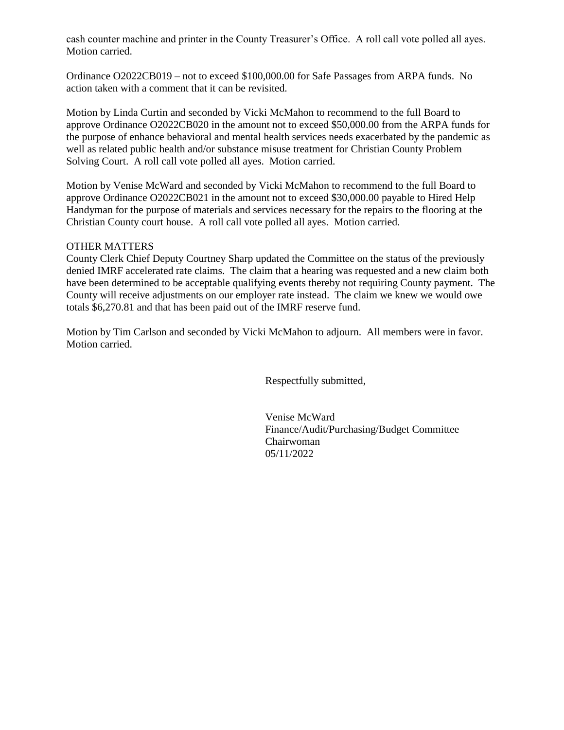cash counter machine and printer in the County Treasurer's Office. A roll call vote polled all ayes. Motion carried.

Ordinance O2022CB019 – not to exceed $100,000.00 for Safe Passages from ARPA funds. No action taken with a comment that it can be revisited.

Motion by Linda Curtin and seconded by Vicki McMahon to recommend to the full Board to approve Ordinance O2022CB020 in the amount not to exceed $50,000.00 from the ARPA funds for the purpose of enhance behavioral and mental health services needs exacerbated by the pandemic as well as related public health and/or substance misuse treatment for Christian County Problem Solving Court. A roll call vote polled all ayes. Motion carried.

Motion by Venise McWard and seconded by Vicki McMahon to recommend to the full Board to approve Ordinance O2022CB021 in the amount not to exceed $30,000.00 payable to Hired Help Handyman for the purpose of materials and services necessary for the repairs to the flooring at the Christian County court house. A roll call vote polled all ayes. Motion carried.

OTHER MATTERS

County Clerk Chief Deputy Courtney Sharp updated the Committee on the status of the previously denied IMRF accelerated rate claims. The claim that a hearing was requested and a new claim both have been determined to be acceptable qualifying events thereby not requiring County payment. The County will receive adjustments on our employer rate instead. The claim we knew we would owe totals $6,270.81 and that has been paid out of the IMRF reserve fund.

Motion by Tim Carlson and seconded by Vicki McMahon to adjourn. All members were in favor. Motion carried.

Respectfully submitted,

Venise McWard
Finance/Audit/Purchasing/Budget Committee
Chairwoman
05/11/2022